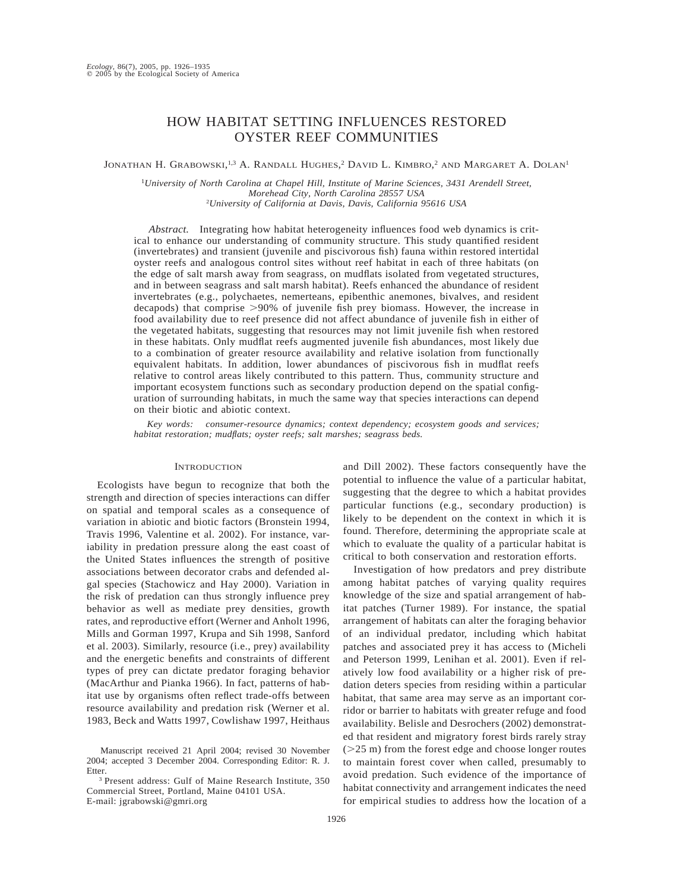# HOW HABITAT SETTING INFLUENCES RESTORED OYSTER REEF COMMUNITIES

Jonathan H. Grabowski,[1,3] A. Randall Hughes,[2] David L. Kimbro,[2] and Margaret A. Dolan[1]

[1]*University of North Carolina at Chapel Hill, Institute of Marine Sciences, 3431 Arendell Street, Morehead City, North Carolina 28557 USA*
[2]*University of California at Davis, Davis, California 95616 USA*

*Abstract.* Integrating how habitat heterogeneity influences food web dynamics is critical to enhance our understanding of community structure. This study quantified resident (invertebrates) and transient (juvenile and piscivorous fish) fauna within restored intertidal oyster reefs and analogous control sites without reef habitat in each of three habitats (on the edge of salt marsh away from seagrass, on mudflats isolated from vegetated structures, and in between seagrass and salt marsh habitat). Reefs enhanced the abundance of resident invertebrates (e.g., polychaetes, nemerteans, epibenthic anemones, bivalves, and resident decapods) that comprise >90% of juvenile fish prey biomass. However, the increase in food availability due to reef presence did not affect abundance of juvenile fish in either of the vegetated habitats, suggesting that resources may not limit juvenile fish when restored in these habitats. Only mudflat reefs augmented juvenile fish abundances, most likely due to a combination of greater resource availability and relative isolation from functionally equivalent habitats. In addition, lower abundances of piscivorous fish in mudflat reefs relative to control areas likely contributed to this pattern. Thus, community structure and important ecosystem functions such as secondary production depend on the spatial configuration of surrounding habitats, in much the same way that species interactions can depend on their biotic and abiotic context.

*Key words: consumer-resource dynamics; context dependency; ecosystem goods and services; habitat restoration; mudflats; oyster reefs; salt marshes; seagrass beds.*

## Introduction

Ecologists have begun to recognize that both the strength and direction of species interactions can differ on spatial and temporal scales as a consequence of variation in abiotic and biotic factors (Bronstein 1994, Travis 1996, Valentine et al. 2002). For instance, variability in predation pressure along the east coast of the United States influences the strength of positive associations between decorator crabs and defended algal species (Stachowicz and Hay 2000). Variation in the risk of predation can thus strongly influence prey behavior as well as mediate prey densities, growth rates, and reproductive effort (Werner and Anholt 1996, Mills and Gorman 1997, Krupa and Sih 1998, Sanford et al. 2003). Similarly, resource (i.e., prey) availability and the energetic benefits and constraints of different types of prey can dictate predator foraging behavior (MacArthur and Pianka 1966). In fact, patterns of habitat use by organisms often reflect trade-offs between resource availability and predation risk (Werner et al. 1983, Beck and Watts 1997, Cowlishaw 1997, Heithaus and Dill 2002). These factors consequently have the potential to influence the value of a particular habitat, suggesting that the degree to which a habitat provides particular functions (e.g., secondary production) is likely to be dependent on the context in which it is found. Therefore, determining the appropriate scale at which to evaluate the quality of a particular habitat is critical to both conservation and restoration efforts.

Investigation of how predators and prey distribute among habitat patches of varying quality requires knowledge of the size and spatial arrangement of habitat patches (Turner 1989). For instance, the spatial arrangement of habitats can alter the foraging behavior of an individual predator, including which habitat patches and associated prey it has access to (Micheli and Peterson 1999, Lenihan et al. 2001). Even if relatively low food availability or a higher risk of predation deters species from residing within a particular habitat, that same area may serve as an important corridor or barrier to habitats with greater refuge and food availability. Belisle and Desrochers (2002) demonstrated that resident and migratory forest birds rarely stray (>25 m) from the forest edge and choose longer routes to maintain forest cover when called, presumably to avoid predation. Such evidence of the importance of habitat connectivity and arrangement indicates the need for empirical studies to address how the location of a

Manuscript received 21 April 2004; revised 30 November 2004; accepted 3 December 2004. Corresponding Editor: R. J. Etter.

[3] Present address: Gulf of Maine Research Institute, 350 Commercial Street, Portland, Maine 04101 USA. E-mail: jgrabowski@gmri.org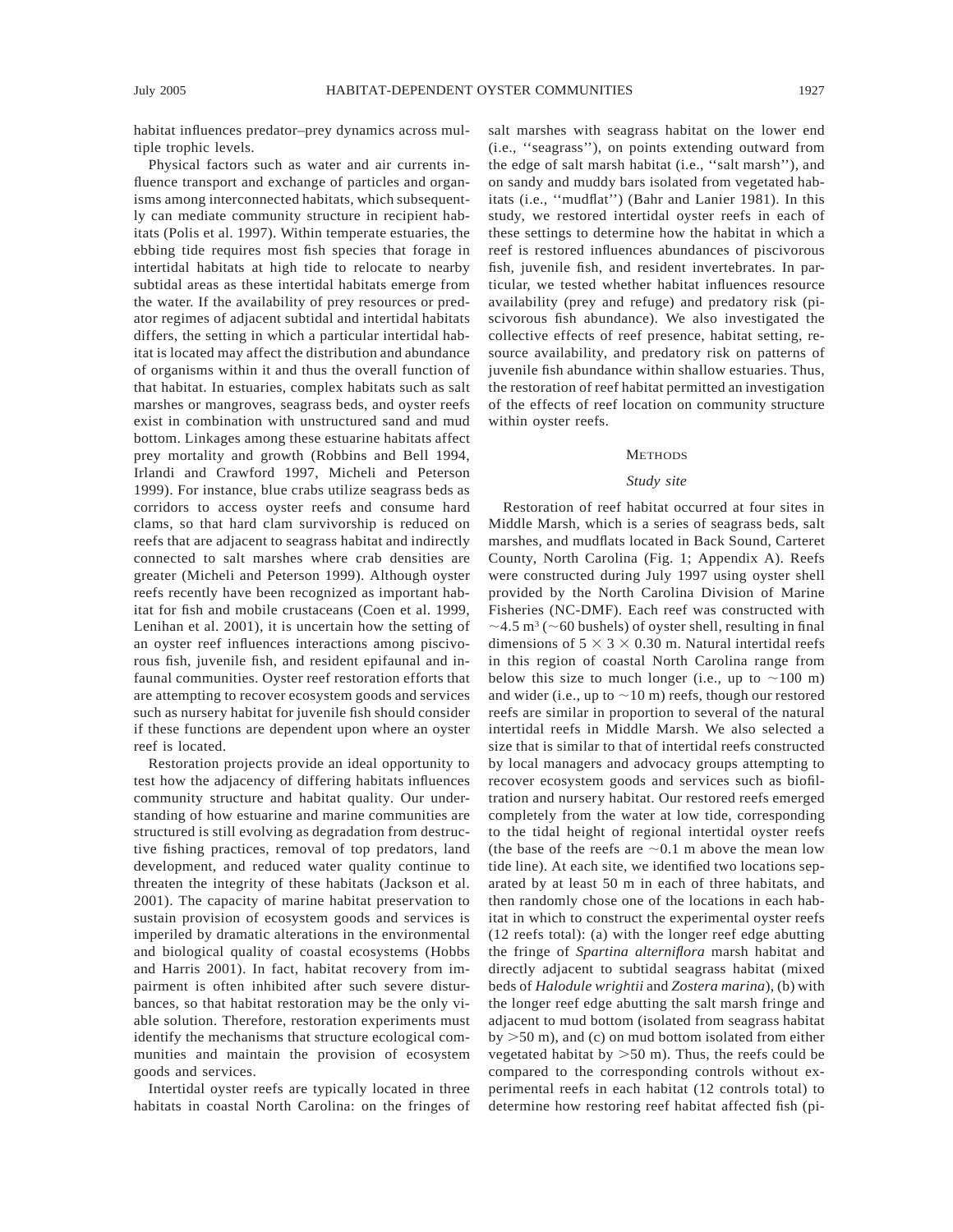habitat influences predator–prey dynamics across multiple trophic levels.

Physical factors such as water and air currents influence transport and exchange of particles and organisms among interconnected habitats, which subsequently can mediate community structure in recipient habitats (Polis et al. 1997). Within temperate estuaries, the ebbing tide requires most fish species that forage in intertidal habitats at high tide to relocate to nearby subtidal areas as these intertidal habitats emerge from the water. If the availability of prey resources or predator regimes of adjacent subtidal and intertidal habitats differs, the setting in which a particular intertidal habitat is located may affect the distribution and abundance of organisms within it and thus the overall function of that habitat. In estuaries, complex habitats such as salt marshes or mangroves, seagrass beds, and oyster reefs exist in combination with unstructured sand and mud bottom. Linkages among these estuarine habitats affect prey mortality and growth (Robbins and Bell 1994, Irlandi and Crawford 1997, Micheli and Peterson 1999). For instance, blue crabs utilize seagrass beds as corridors to access oyster reefs and consume hard clams, so that hard clam survivorship is reduced on reefs that are adjacent to seagrass habitat and indirectly connected to salt marshes where crab densities are greater (Micheli and Peterson 1999). Although oyster reefs recently have been recognized as important habitat for fish and mobile crustaceans (Coen et al. 1999, Lenihan et al. 2001), it is uncertain how the setting of an oyster reef influences interactions among piscivorous fish, juvenile fish, and resident epifaunal and infaunal communities. Oyster reef restoration efforts that are attempting to recover ecosystem goods and services such as nursery habitat for juvenile fish should consider if these functions are dependent upon where an oyster reef is located.

Restoration projects provide an ideal opportunity to test how the adjacency of differing habitats influences community structure and habitat quality. Our understanding of how estuarine and marine communities are structured is still evolving as degradation from destructive fishing practices, removal of top predators, land development, and reduced water quality continue to threaten the integrity of these habitats (Jackson et al. 2001). The capacity of marine habitat preservation to sustain provision of ecosystem goods and services is imperiled by dramatic alterations in the environmental and biological quality of coastal ecosystems (Hobbs and Harris 2001). In fact, habitat recovery from impairment is often inhibited after such severe disturbances, so that habitat restoration may be the only viable solution. Therefore, restoration experiments must identify the mechanisms that structure ecological communities and maintain the provision of ecosystem goods and services.

Intertidal oyster reefs are typically located in three habitats in coastal North Carolina: on the fringes of salt marshes with seagrass habitat on the lower end (i.e., ''seagrass''), on points extending outward from the edge of salt marsh habitat (i.e., ''salt marsh''), and on sandy and muddy bars isolated from vegetated habitats (i.e., ''mudflat'') (Bahr and Lanier 1981). In this study, we restored intertidal oyster reefs in each of these settings to determine how the habitat in which a reef is restored influences abundances of piscivorous fish, juvenile fish, and resident invertebrates. In particular, we tested whether habitat influences resource availability (prey and refuge) and predatory risk (piscivorous fish abundance). We also investigated the collective effects of reef presence, habitat setting, resource availability, and predatory risk on patterns of juvenile fish abundance within shallow estuaries. Thus, the restoration of reef habitat permitted an investigation of the effects of reef location on community structure within oyster reefs.

## Methods

### *Study site*

Restoration of reef habitat occurred at four sites in Middle Marsh, which is a series of seagrass beds, salt marshes, and mudflats located in Back Sound, Carteret County, North Carolina (Fig. 1; Appendix A). Reefs were constructed during July 1997 using oyster shell provided by the North Carolina Division of Marine Fisheries (NC-DMF). Each reef was constructed with ~4.5 $m^3$ (~60 bushels) of oyster shell, resulting in final dimensions of $5 \times 3 \times 0.30$ m. Natural intertidal reefs in this region of coastal North Carolina range from below this size to much longer (i.e., up to ~100 m) and wider (i.e., up to ~10 m) reefs, though our restored reefs are similar in proportion to several of the natural intertidal reefs in Middle Marsh. We also selected a size that is similar to that of intertidal reefs constructed by local managers and advocacy groups attempting to recover ecosystem goods and services such as biofiltration and nursery habitat. Our restored reefs emerged completely from the water at low tide, corresponding to the tidal height of regional intertidal oyster reefs (the base of the reefs are ~0.1 m above the mean low tide line). At each site, we identified two locations separated by at least 50 m in each of three habitats, and then randomly chose one of the locations in each habitat in which to construct the experimental oyster reefs (12 reefs total): (a) with the longer reef edge abutting the fringe of *Spartina alterniflora* marsh habitat and directly adjacent to subtidal seagrass habitat (mixed beds of *Halodule wrightii* and *Zostera marina*), (b) with the longer reef edge abutting the salt marsh fringe and adjacent to mud bottom (isolated from seagrass habitat by >50 m), and (c) on mud bottom isolated from either vegetated habitat by >50 m). Thus, the reefs could be compared to the corresponding controls without experimental reefs in each habitat (12 controls total) to determine how restoring reef habitat affected fish (pi-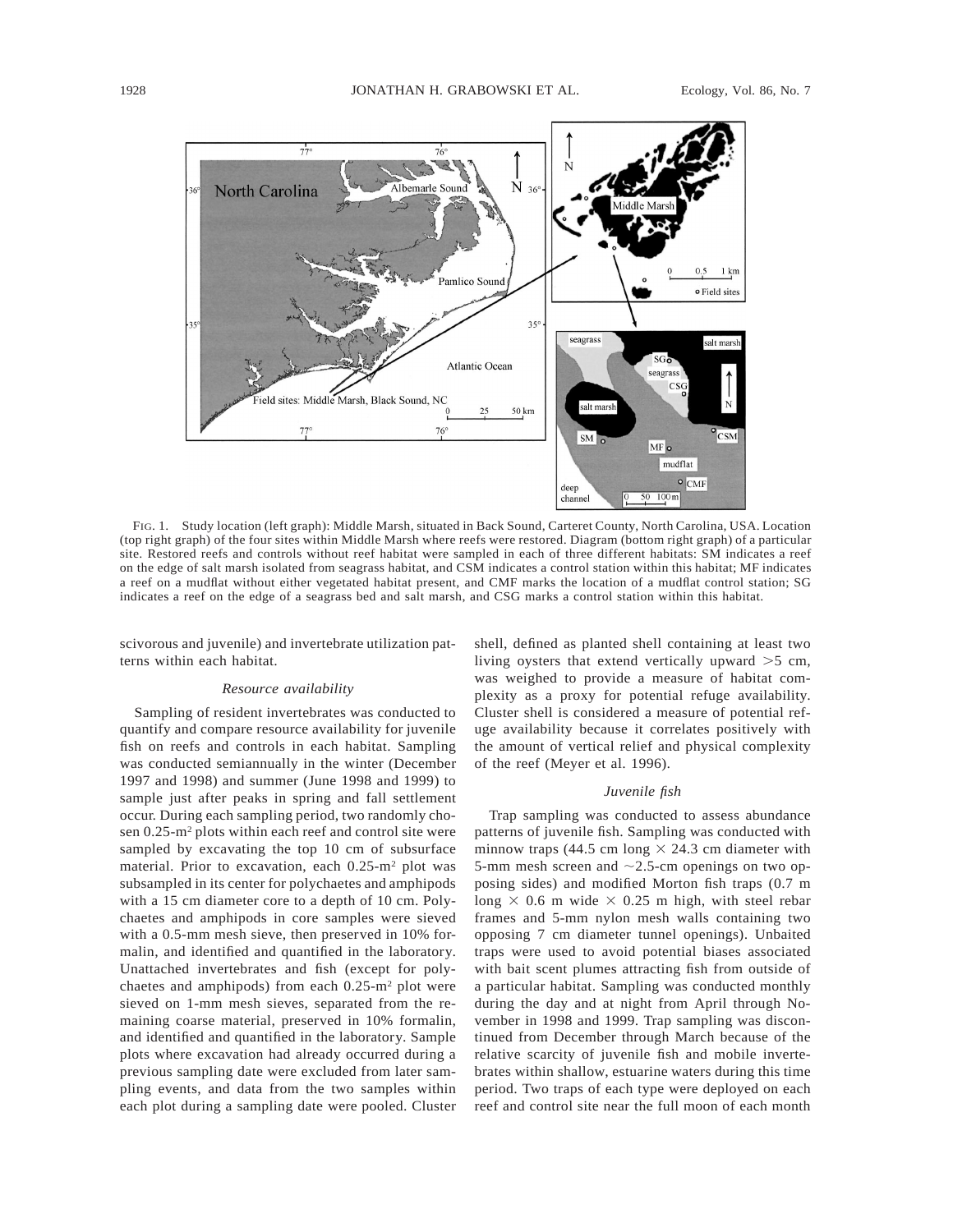FIG. 1. Study location (left graph): Middle Marsh, situated in Back Sound, Carteret County, North Carolina, USA. Location (top right graph) of the four sites within Middle Marsh where reefs were restored. Diagram (bottom right graph) of a particular site. Restored reefs and controls without reef habitat were sampled in each of three different habitats: SM indicates a reef on the edge of salt marsh isolated from seagrass habitat, and CSM indicates a control station within this habitat; MF indicates a reef on a mudflat without either vegetated habitat present, and CMF marks the location of a mudflat control station; SG indicates a reef on the edge of a seagrass bed and salt marsh, and CSG marks a control station within this habitat.

scivorous and juvenile) and invertebrate utilization patterns within each habitat.

### *Resource availability*

Sampling of resident invertebrates was conducted to quantify and compare resource availability for juvenile fish on reefs and controls in each habitat. Sampling was conducted semiannually in the winter (December 1997 and 1998) and summer (June 1998 and 1999) to sample just after peaks in spring and fall settlement occur. During each sampling period, two randomly chosen 0.25-$m^2$ plots within each reef and control site were sampled by excavating the top 10 cm of subsurface material. Prior to excavation, each 0.25-$m^2$ plot was subsampled in its center for polychaetes and amphipods with a 15 cm diameter core to a depth of 10 cm. Polychaetes and amphipods in core samples were sieved with a 0.5-mm mesh sieve, then preserved in 10% formalin, and identified and quantified in the laboratory. Unattached invertebrates and fish (except for polychaetes and amphipods) from each 0.25-$m^2$ plot were sieved on 1-mm mesh sieves, separated from the remaining coarse material, preserved in 10% formalin, and identified and quantified in the laboratory. Sample plots where excavation had already occurred during a previous sampling date were excluded from later sampling events, and data from the two samples within each plot during a sampling date were pooled. Cluster shell, defined as planted shell containing at least two living oysters that extend vertically upward >5 cm, was weighed to provide a measure of habitat complexity as a proxy for potential refuge availability. Cluster shell is considered a measure of potential refuge availability because it correlates positively with the amount of vertical relief and physical complexity of the reef (Meyer et al. 1996).

### *Juvenile fish*

Trap sampling was conducted to assess abundance patterns of juvenile fish. Sampling was conducted with minnow traps (44.5 cm long × 24.3 cm diameter with 5-mm mesh screen and ~2.5-cm openings on two opposing sides) and modified Morton fish traps (0.7 m long × 0.6 m wide × 0.25 m high, with steel rebar frames and 5-mm nylon mesh walls containing two opposing 7 cm diameter tunnel openings). Unbaited traps were used to avoid potential biases associated with bait scent plumes attracting fish from outside of a particular habitat. Sampling was conducted monthly during the day and at night from April through November in 1998 and 1999. Trap sampling was discontinued from December through March because of the relative scarcity of juvenile fish and mobile invertebrates within shallow, estuarine waters during this time period. Two traps of each type were deployed on each reef and control site near the full moon of each month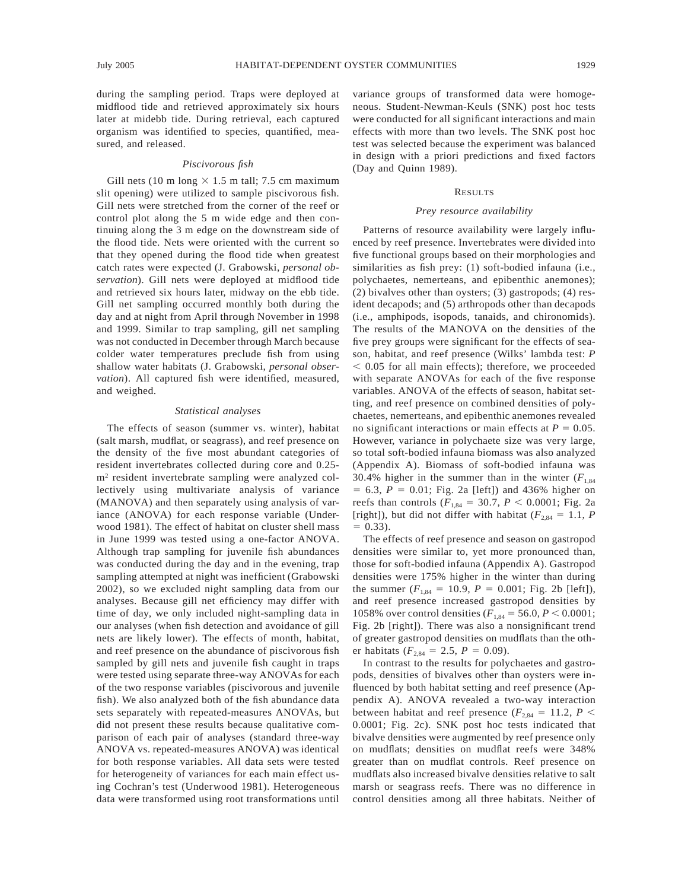during the sampling period. Traps were deployed at midflood tide and retrieved approximately six hours later at midebb tide. During retrieval, each captured organism was identified to species, quantified, measured, and released.

### *Piscivorous fish*

Gill nets (10 m long × 1.5 m tall; 7.5 cm maximum slit opening) were utilized to sample piscivorous fish. Gill nets were stretched from the corner of the reef or control plot along the 5 m wide edge and then continuing along the 3 m edge on the downstream side of the flood tide. Nets were oriented with the current so that they opened during the flood tide when greatest catch rates were expected (J. Grabowski, *personal observation*). Gill nets were deployed at midflood tide and retrieved six hours later, midway on the ebb tide. Gill net sampling occurred monthly both during the day and at night from April through November in 1998 and 1999. Similar to trap sampling, gill net sampling was not conducted in December through March because colder water temperatures preclude fish from using shallow water habitats (J. Grabowski, *personal observation*). All captured fish were identified, measured, and weighed.

### *Statistical analyses*

The effects of season (summer vs. winter), habitat (salt marsh, mudflat, or seagrass), and reef presence on the density of the five most abundant categories of resident invertebrates collected during core and 0.25-$m^2$ resident invertebrate sampling were analyzed collectively using multivariate analysis of variance (MANOVA) and then separately using analysis of variance (ANOVA) for each response variable (Underwood 1981). The effect of habitat on cluster shell mass in June 1999 was tested using a one-factor ANOVA. Although trap sampling for juvenile fish abundances was conducted during the day and in the evening, trap sampling attempted at night was inefficient (Grabowski 2002), so we excluded night sampling data from our analyses. Because gill net efficiency may differ with time of day, we only included night-sampling data in our analyses (when fish detection and avoidance of gill nets are likely lower). The effects of month, habitat, and reef presence on the abundance of piscivorous fish sampled by gill nets and juvenile fish caught in traps were tested using separate three-way ANOVAs for each of the two response variables (piscivorous and juvenile fish). We also analyzed both of the fish abundance data sets separately with repeated-measures ANOVAs, but did not present these results because qualitative comparison of each pair of analyses (standard three-way ANOVA vs. repeated-measures ANOVA) was identical for both response variables. All data sets were tested for heterogeneity of variances for each main effect using Cochran's test (Underwood 1981). Heterogeneous data were transformed using root transformations until variance groups of transformed data were homogeneous. Student-Newman-Keuls (SNK) post hoc tests were conducted for all significant interactions and main effects with more than two levels. The SNK post hoc test was selected because the experiment was balanced in design with a priori predictions and fixed factors (Day and Quinn 1989).

## RESULTS

### *Prey resource availability*

Patterns of resource availability were largely influenced by reef presence. Invertebrates were divided into five functional groups based on their morphologies and similarities as fish prey: (1) soft-bodied infauna (i.e., polychaetes, nemerteans, and epibenthic anemones); (2) bivalves other than oysters; (3) gastropods; (4) resident decapods; and (5) arthropods other than decapods (i.e., amphipods, isopods, tanaids, and chironomids). The results of the MANOVA on the densities of the five prey groups were significant for the effects of season, habitat, and reef presence (Wilks' lambda test: $P < 0.05$ for all main effects); therefore, we proceeded with separate ANOVAs for each of the five response variables. ANOVA of the effects of season, habitat setting, and reef presence on combined densities of polychaetes, nemerteans, and epibenthic anemones revealed no significant interactions or main effects at $P = 0.05$. However, variance in polychaete size was very large, so total soft-bodied infauna biomass was also analyzed (Appendix A). Biomass of soft-bodied infauna was 30.4% higher in the summer than in the winter ($F_{1,84} = 6.3$, $P = 0.01$; Fig. 2a [left]) and 436% higher on reefs than controls ($F_{1,84} = 30.7$, $P < 0.0001$; Fig. 2a [right]), but did not differ with habitat ($F_{2,84} = 1.1$, $P = 0.33$).

The effects of reef presence and season on gastropod densities were similar to, yet more pronounced than, those for soft-bodied infauna (Appendix A). Gastropod densities were 175% higher in the winter than during the summer ($F_{1,84} = 10.9$, $P = 0.001$; Fig. 2b [left]), and reef presence increased gastropod densities by 1058% over control densities ($F_{1,84} = 56.0$, $P < 0.0001$; Fig. 2b [right]). There was also a nonsignificant trend of greater gastropod densities on mudflats than the other habitats ($F_{2,84} = 2.5$, $P = 0.09$).

In contrast to the results for polychaetes and gastropods, densities of bivalves other than oysters were influenced by both habitat setting and reef presence (Appendix A). ANOVA revealed a two-way interaction between habitat and reef presence ($F_{2,84} = 11.2$, $P < 0.0001$; Fig. 2c). SNK post hoc tests indicated that bivalve densities were augmented by reef presence only on mudflats; densities on mudflat reefs were 348% greater than on mudflat controls. Reef presence on mudflats also increased bivalve densities relative to salt marsh or seagrass reefs. There was no difference in control densities among all three habitats. Neither of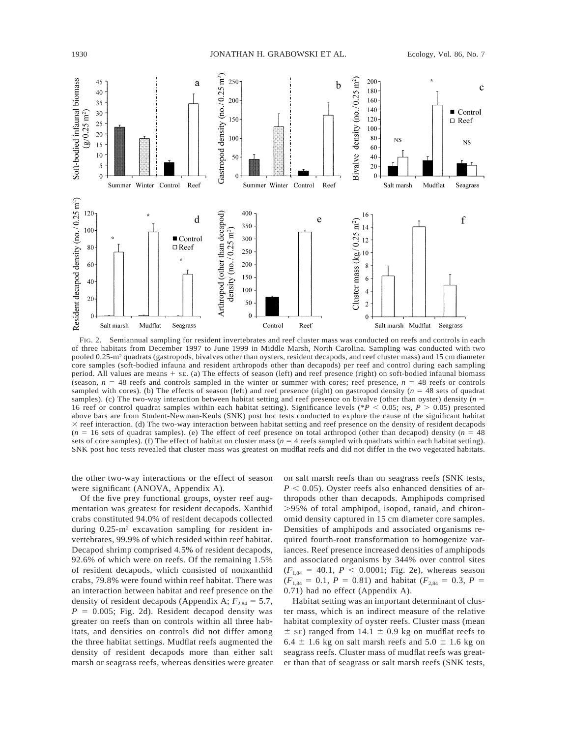FIG. 2. Semiannual sampling for resident invertebrates and reef cluster mass was conducted on reefs and controls in each of three habitats from December 1997 to June 1999 in Middle Marsh, North Carolina. Sampling was conducted with two pooled 0.25-m² quadrats (gastropods, bivalves other than oysters, resident decapods, and reef cluster mass) and 15 cm diameter core samples (soft-bodied infauna and resident arthropods other than decapods) per reef and control during each sampling period. All values are means + SE. (a) The effects of season (left) and reef presence (right) on soft-bodied infaunal biomass (season, $n = 48$ reefs and controls sampled in the winter or summer with cores; reef presence, $n = 48$ reefs or controls sampled with cores). (b) The effects of season (left) and reef presence (right) on gastropod density ($n = 48$ sets of quadrat samples). (c) The two-way interaction between habitat setting and reef presence on bivalve (other than oyster) density ($n = 16$ reef or control quadrat samples within each habitat setting). Significance levels (\*$P < 0.05$; NS, $P > 0.05$) presented above bars are from Student-Newman-Keuls (SNK) post hoc tests conducted to explore the cause of the significant habitat × reef interaction. (d) The two-way interaction between habitat setting and reef presence on the density of resident decapods ($n = 16$ sets of quadrat samples). (e) The effect of reef presence on total arthropod (other than decapod) density ($n = 48$ sets of core samples). (f) The effect of habitat on cluster mass ($n = 4$ reefs sampled with quadrats within each habitat setting). SNK post hoc tests revealed that cluster mass was greatest on mudflat reefs and did not differ in the two vegetated habitats.

the other two-way interactions or the effect of season were significant (ANOVA, Appendix A).

Of the five prey functional groups, oyster reef augmentation was greatest for resident decapods. Xanthid crabs constituted 94.0% of resident decapods collected during 0.25-m² excavation sampling for resident invertebrates, 99.9% of which resided within reef habitat. Decapod shrimp comprised 4.5% of resident decapods, 92.6% of which were on reefs. Of the remaining 1.5% of resident decapods, which consisted of nonxanthid crabs, 79.8% were found within reef habitat. There was an interaction between habitat and reef presence on the density of resident decapods (Appendix A; $F_{2,84} = 5.7$, $P = 0.005$; Fig. 2d). Resident decapod density was greater on reefs than on controls within all three habitats, and densities on controls did not differ among the three habitat settings. Mudflat reefs augmented the density of resident decapods more than either salt marsh or seagrass reefs, whereas densities were greater on salt marsh reefs than on seagrass reefs (SNK tests, $P < 0.05$). Oyster reefs also enhanced densities of arthropods other than decapods. Amphipods comprised >95% of total amphipod, isopod, tanaid, and chironomid density captured in 15 cm diameter core samples. Densities of amphipods and associated organisms required fourth-root transformation to homogenize variances. Reef presence increased densities of amphipods and associated organisms by 344% over control sites ($F_{1,84} = 40.1$, $P < 0.0001$; Fig. 2e), whereas season ($F_{1,84} = 0.1$, $P = 0.81$) and habitat ($F_{2,84} = 0.3$, $P = 0.71$) had no effect (Appendix A).

Habitat setting was an important determinant of cluster mass, which is an indirect measure of the relative habitat complexity of oyster reefs. Cluster mass (mean ± SE) ranged from 14.1 ± 0.9 kg on mudflat reefs to 6.4 ± 1.6 kg on salt marsh reefs and 5.0 ± 1.6 kg on seagrass reefs. Cluster mass of mudflat reefs was greater than that of seagrass or salt marsh reefs (SNK tests,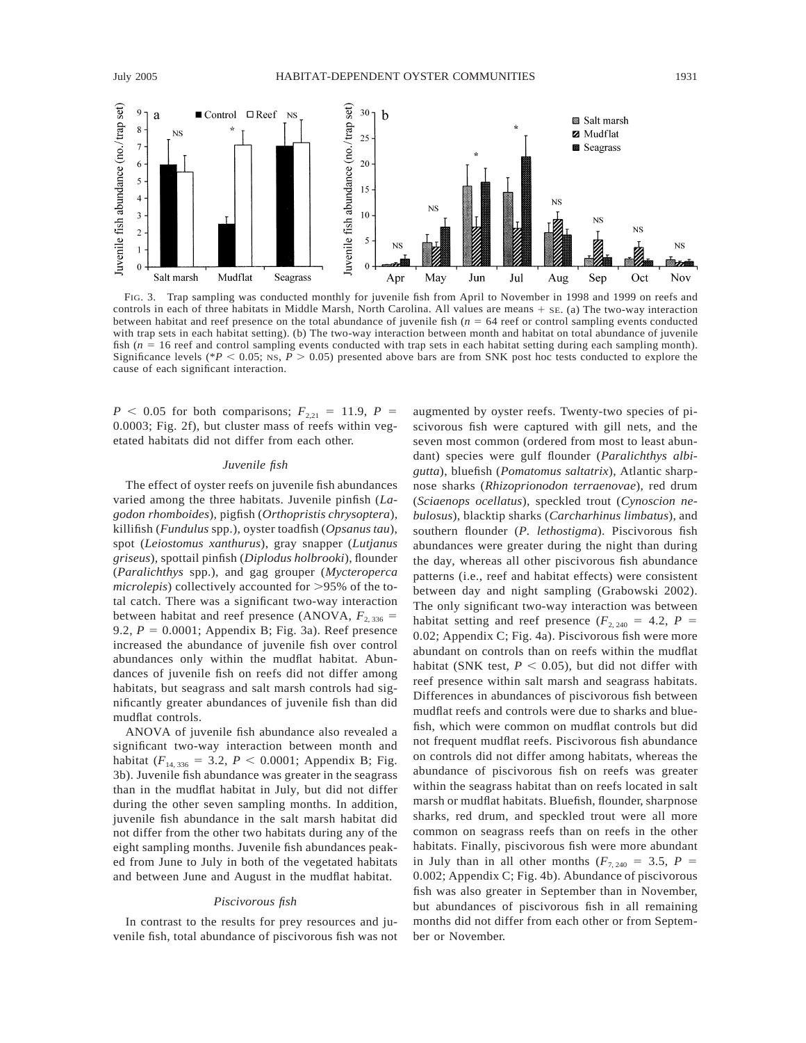FIG. 3. Trap sampling was conducted monthly for juvenile fish from April to November in 1998 and 1999 on reefs and controls in each of three habitats in Middle Marsh, North Carolina. All values are means + SE. (a) The two-way interaction between habitat and reef presence on the total abundance of juvenile fish ($n$ = 64 reef or control sampling events conducted with trap sets in each habitat setting). (b) The two-way interaction between month and habitat on total abundance of juvenile fish ($n$ = 16 reef and control sampling events conducted with trap sets in each habitat setting during each sampling month). Significance levels (*$P < 0.05$; NS, $P > 0.05$) presented above bars are from SNK post hoc tests conducted to explore the cause of each significant interaction.

$P < 0.05$ for both comparisons; $F_{2,21} = 11.9$, $P = 0.0003$; Fig. 2f), but cluster mass of reefs within vegetated habitats did not differ from each other.

### *Juvenile fish*

The effect of oyster reefs on juvenile fish abundances varied among the three habitats. Juvenile pinfish (*Lagodon rhomboides*), pigfish (*Orthopristis chrysoptera*), killifish (*Fundulus* spp.), oyster toadfish (*Opsanus tau*), spot (*Leiostomus xanthurus*), gray snapper (*Lutjanus griseus*), spottail pinfish (*Diplodus holbrooki*), flounder (*Paralichthys* spp.), and gag grouper (*Mycteroperca microlepis*) collectively accounted for >95% of the total catch. There was a significant two-way interaction between habitat and reef presence (ANOVA, $F_{2,336} = 9.2$, $P = 0.0001$; Appendix B; Fig. 3a). Reef presence increased the abundance of juvenile fish over control abundances only within the mudflat habitat. Abundances of juvenile fish on reefs did not differ among habitats, but seagrass and salt marsh controls had significantly greater abundances of juvenile fish than did mudflat controls.

ANOVA of juvenile fish abundance also revealed a significant two-way interaction between month and habitat ($F_{14,336} = 3.2$, $P < 0.0001$; Appendix B; Fig. 3b). Juvenile fish abundance was greater in the seagrass than in the mudflat habitat in July, but did not differ during the other seven sampling months. In addition, juvenile fish abundance in the salt marsh habitat did not differ from the other two habitats during any of the eight sampling months. Juvenile fish abundances peaked from June to July in both of the vegetated habitats and between June and August in the mudflat habitat.

### *Piscivorous fish*

In contrast to the results for prey resources and juvenile fish, total abundance of piscivorous fish was not augmented by oyster reefs. Twenty-two species of piscivorous fish were captured with gill nets, and the seven most common (ordered from most to least abundant) species were gulf flounder (*Paralichthys albigutta*), bluefish (*Pomatomus saltatrix*), Atlantic sharpnose sharks (*Rhizoprionodon terraenovae*), red drum (*Sciaenops ocellatus*), speckled trout (*Cynoscion nebulosus*), blacktip sharks (*Carcharhinus limbatus*), and southern flounder (*P. lethostigma*). Piscivorous fish abundances were greater during the night than during the day, whereas all other piscivorous fish abundance patterns (i.e., reef and habitat effects) were consistent between day and night sampling (Grabowski 2002). The only significant two-way interaction was between habitat setting and reef presence ($F_{2,240} = 4.2$, $P = 0.02$; Appendix C; Fig. 4a). Piscivorous fish were more abundant on controls than on reefs within the mudflat habitat (SNK test, $P < 0.05$), but did not differ with reef presence within salt marsh and seagrass habitats. Differences in abundances of piscivorous fish between mudflat reefs and controls were due to sharks and bluefish, which were common on mudflat controls but did not frequent mudflat reefs. Piscivorous fish abundance on controls did not differ among habitats, whereas the abundance of piscivorous fish on reefs was greater within the seagrass habitat than on reefs located in salt marsh or mudflat habitats. Bluefish, flounder, sharpnose sharks, red drum, and speckled trout were all more common on seagrass reefs than on reefs in the other habitats. Finally, piscivorous fish were more abundant in July than in all other months ($F_{7,240} = 3.5$, $P = 0.002$; Appendix C; Fig. 4b). Abundance of piscivorous fish was also greater in September than in November, but abundances of piscivorous fish in all remaining months did not differ from each other or from September or November.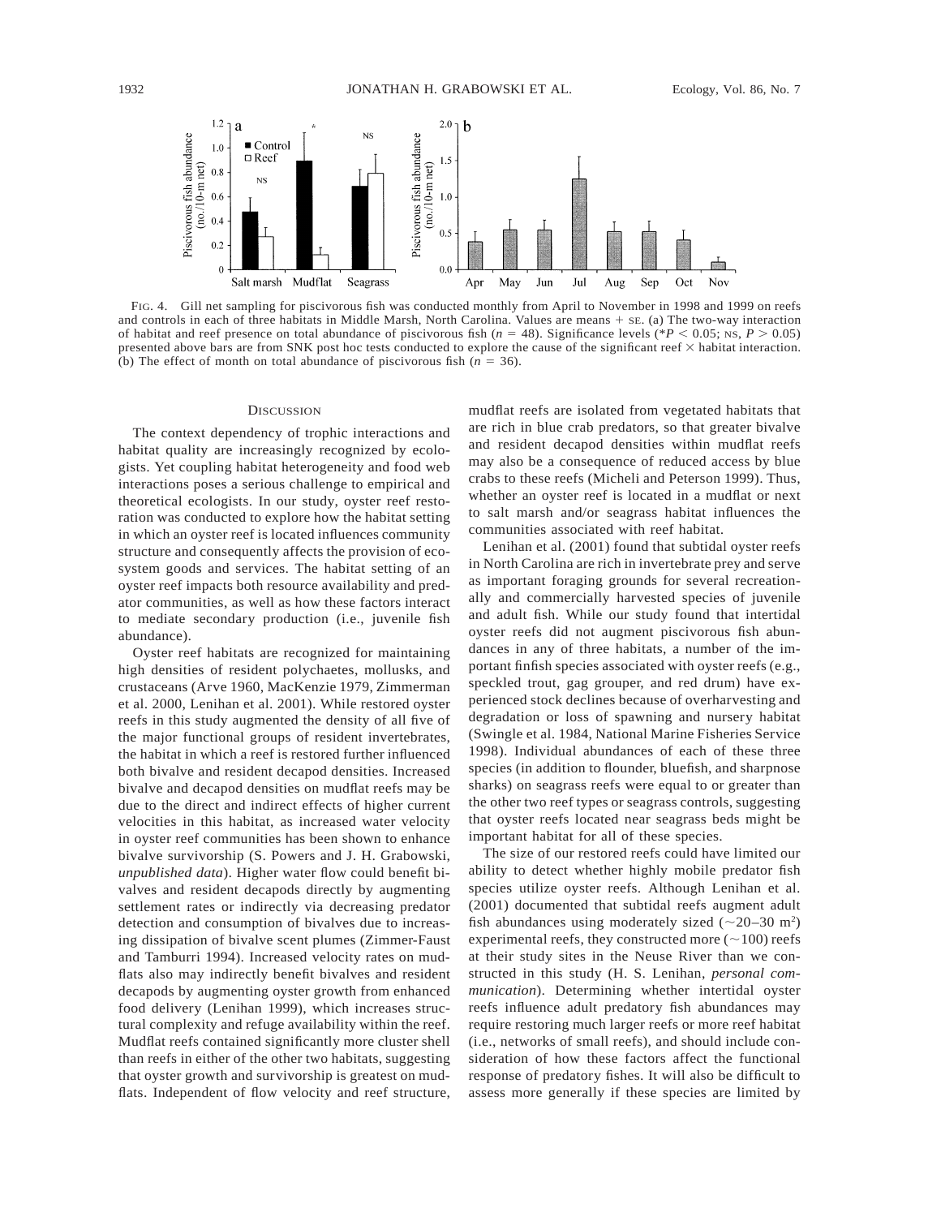a

Piscivorous fish abundance (no./10-m net)

1.2
1.0
0.8
0.6
0.4
0.2
0

■ Control
□ Reef

NS
*
NS

Salt marsh Mudflat Seagrass

b

Piscivorous fish abundance (no./10-m net)

2.0
1.5
1.0
0.5
0.0

Apr May Jun Jul Aug Sep Oct Nov

FIG. 4. Gill net sampling for piscivorous fish was conducted monthly from April to November in 1998 and 1999 on reefs and controls in each of three habitats in Middle Marsh, North Carolina. Values are means + SE. (a) The two-way interaction of habitat and reef presence on total abundance of piscivorous fish ($n = 48$). Significance levels (*$P < 0.05$; NS, $P > 0.05$) presented above bars are from SNK post hoc tests conducted to explore the cause of the significant reef × habitat interaction. (b) The effect of month on total abundance of piscivorous fish ($n = 36$).

## DISCUSSION

The context dependency of trophic interactions and habitat quality are increasingly recognized by ecologists. Yet coupling habitat heterogeneity and food web interactions poses a serious challenge to empirical and theoretical ecologists. In our study, oyster reef restoration was conducted to explore how the habitat setting in which an oyster reef is located influences community structure and consequently affects the provision of ecosystem goods and services. The habitat setting of an oyster reef impacts both resource availability and predator communities, as well as how these factors interact to mediate secondary production (i.e., juvenile fish abundance).

Oyster reef habitats are recognized for maintaining high densities of resident polychaetes, mollusks, and crustaceans (Arve 1960, MacKenzie 1979, Zimmerman et al. 2000, Lenihan et al. 2001). While restored oyster reefs in this study augmented the density of all five of the major functional groups of resident invertebrates, the habitat in which a reef is restored further influenced both bivalve and resident decapod densities. Increased bivalve and decapod densities on mudflat reefs may be due to the direct and indirect effects of higher current velocities in this habitat, as increased water velocity in oyster reef communities has been shown to enhance bivalve survivorship (S. Powers and J. H. Grabowski, *unpublished data*). Higher water flow could benefit bivalves and resident decapods directly by augmenting settlement rates or indirectly via decreasing predator detection and consumption of bivalves due to increasing dissipation of bivalve scent plumes (Zimmer-Faust and Tamburri 1994). Increased velocity rates on mudflats also may indirectly benefit bivalves and resident decapods by augmenting oyster growth from enhanced food delivery (Lenihan 1999), which increases structural complexity and refuge availability within the reef. Mudflat reefs contained significantly more cluster shell than reefs in either of the other two habitats, suggesting that oyster growth and survivorship is greatest on mudflats. Independent of flow velocity and reef structure, mudflat reefs are isolated from vegetated habitats that are rich in blue crab predators, so that greater bivalve and resident decapod densities within mudflat reefs may also be a consequence of reduced access by blue crabs to these reefs (Micheli and Peterson 1999). Thus, whether an oyster reef is located in a mudflat or next to salt marsh and/or seagrass habitat influences the communities associated with reef habitat.

Lenihan et al. (2001) found that subtidal oyster reefs in North Carolina are rich in invertebrate prey and serve as important foraging grounds for several recreationally and commercially harvested species of juvenile and adult fish. While our study found that intertidal oyster reefs did not augment piscivorous fish abundances in any of three habitats, a number of the important finfish species associated with oyster reefs (e.g., speckled trout, gag grouper, and red drum) have experienced stock declines because of overharvesting and degradation or loss of spawning and nursery habitat (Swingle et al. 1984, National Marine Fisheries Service 1998). Individual abundances of each of these three species (in addition to flounder, bluefish, and sharpnose sharks) on seagrass reefs were equal to or greater than the other two reef types or seagrass controls, suggesting that oyster reefs located near seagrass beds might be important habitat for all of these species.

The size of our restored reefs could have limited our ability to detect whether highly mobile predator fish species utilize oyster reefs. Although Lenihan et al. (2001) documented that subtidal reefs augment adult fish abundances using moderately sized (~20–30 $m^2$) experimental reefs, they constructed more (~100) reefs at their study sites in the Neuse River than we constructed in this study (H. S. Lenihan, *personal communication*). Determining whether intertidal oyster reefs influence adult predatory fish abundances may require restoring much larger reefs or more reef habitat (i.e., networks of small reefs), and should include consideration of how these factors affect the functional response of predatory fishes. It will also be difficult to assess more generally if these species are limited by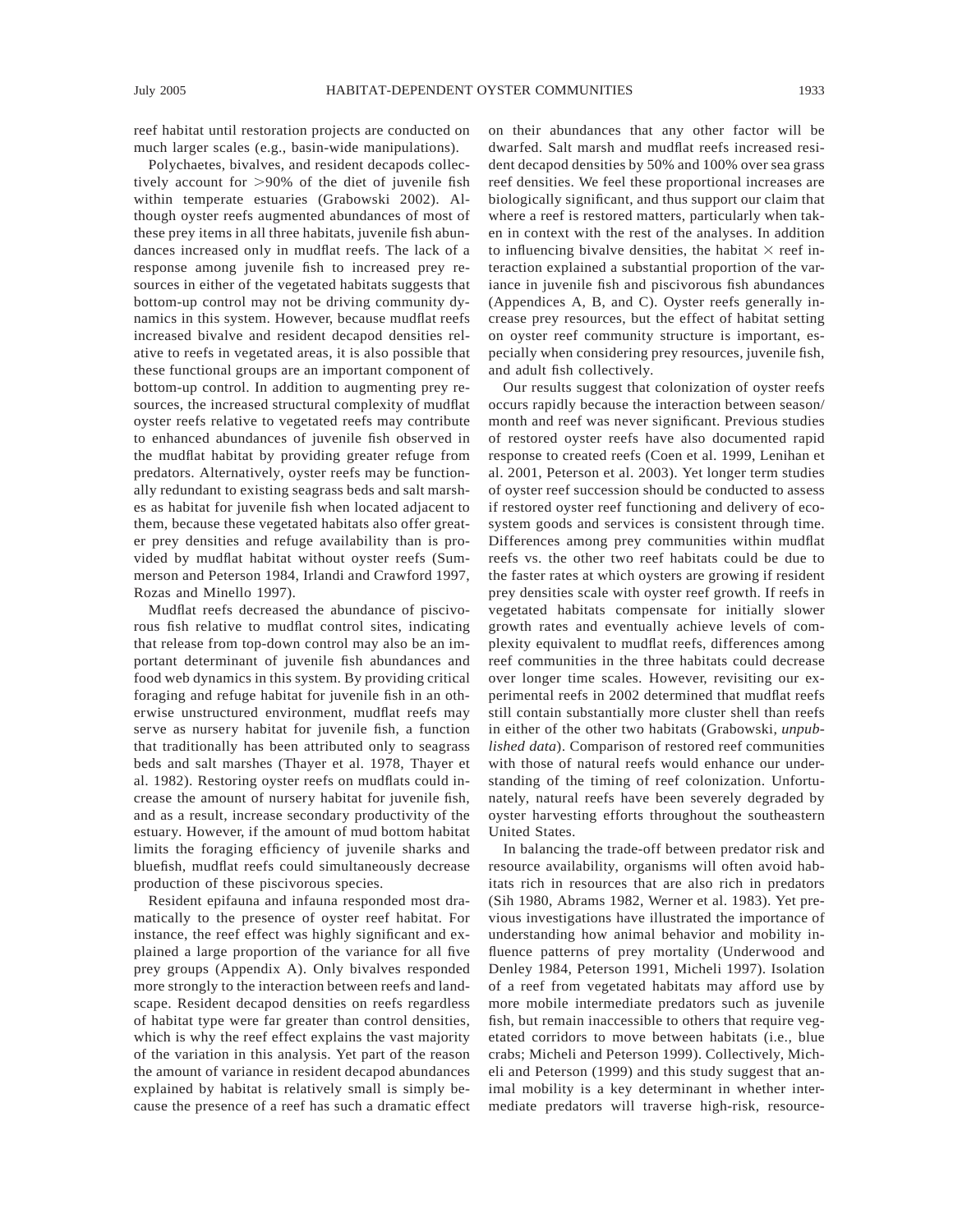reef habitat until restoration projects are conducted on much larger scales (e.g., basin-wide manipulations).

Polychaetes, bivalves, and resident decapods collectively account for >90% of the diet of juvenile fish within temperate estuaries (Grabowski 2002). Although oyster reefs augmented abundances of most of these prey items in all three habitats, juvenile fish abundances increased only in mudflat reefs. The lack of a response among juvenile fish to increased prey resources in either of the vegetated habitats suggests that bottom-up control may not be driving community dynamics in this system. However, because mudflat reefs increased bivalve and resident decapod densities relative to reefs in vegetated areas, it is also possible that these functional groups are an important component of bottom-up control. In addition to augmenting prey resources, the increased structural complexity of mudflat oyster reefs relative to vegetated reefs may contribute to enhanced abundances of juvenile fish observed in the mudflat habitat by providing greater refuge from predators. Alternatively, oyster reefs may be functionally redundant to existing seagrass beds and salt marshes as habitat for juvenile fish when located adjacent to them, because these vegetated habitats also offer greater prey densities and refuge availability than is provided by mudflat habitat without oyster reefs (Summerson and Peterson 1984, Irlandi and Crawford 1997, Rozas and Minello 1997).

Mudflat reefs decreased the abundance of piscivorous fish relative to mudflat control sites, indicating that release from top-down control may also be an important determinant of juvenile fish abundances and food web dynamics in this system. By providing critical foraging and refuge habitat for juvenile fish in an otherwise unstructured environment, mudflat reefs may serve as nursery habitat for juvenile fish, a function that traditionally has been attributed only to seagrass beds and salt marshes (Thayer et al. 1978, Thayer et al. 1982). Restoring oyster reefs on mudflats could increase the amount of nursery habitat for juvenile fish, and as a result, increase secondary productivity of the estuary. However, if the amount of mud bottom habitat limits the foraging efficiency of juvenile sharks and bluefish, mudflat reefs could simultaneously decrease production of these piscivorous species.

Resident epifauna and infauna responded most dramatically to the presence of oyster reef habitat. For instance, the reef effect was highly significant and explained a large proportion of the variance for all five prey groups (Appendix A). Only bivalves responded more strongly to the interaction between reefs and landscape. Resident decapod densities on reefs regardless of habitat type were far greater than control densities, which is why the reef effect explains the vast majority of the variation in this analysis. Yet part of the reason the amount of variance in resident decapod abundances explained by habitat is relatively small is simply because the presence of a reef has such a dramatic effect on their abundances that any other factor will be dwarfed. Salt marsh and mudflat reefs increased resident decapod densities by 50% and 100% over sea grass reef densities. We feel these proportional increases are biologically significant, and thus support our claim that where a reef is restored matters, particularly when taken in context with the rest of the analyses. In addition to influencing bivalve densities, the habitat × reef interaction explained a substantial proportion of the variance in juvenile fish and piscivorous fish abundances (Appendices A, B, and C). Oyster reefs generally increase prey resources, but the effect of habitat setting on oyster reef community structure is important, especially when considering prey resources, juvenile fish, and adult fish collectively.

Our results suggest that colonization of oyster reefs occurs rapidly because the interaction between season/month and reef was never significant. Previous studies of restored oyster reefs have also documented rapid response to created reefs (Coen et al. 1999, Lenihan et al. 2001, Peterson et al. 2003). Yet longer term studies of oyster reef succession should be conducted to assess if restored oyster reef functioning and delivery of ecosystem goods and services is consistent through time. Differences among prey communities within mudflat reefs vs. the other two reef habitats could be due to the faster rates at which oysters are growing if resident prey densities scale with oyster reef growth. If reefs in vegetated habitats compensate for initially slower growth rates and eventually achieve levels of complexity equivalent to mudflat reefs, differences among reef communities in the three habitats could decrease over longer time scales. However, revisiting our experimental reefs in 2002 determined that mudflat reefs still contain substantially more cluster shell than reefs in either of the other two habitats (Grabowski, *unpublished data*). Comparison of restored reef communities with those of natural reefs would enhance our understanding of the timing of reef colonization. Unfortunately, natural reefs have been severely degraded by oyster harvesting efforts throughout the southeastern United States.

In balancing the trade-off between predator risk and resource availability, organisms will often avoid habitats rich in resources that are also rich in predators (Sih 1980, Abrams 1982, Werner et al. 1983). Yet previous investigations have illustrated the importance of understanding how animal behavior and mobility influence patterns of prey mortality (Underwood and Denley 1984, Peterson 1991, Micheli 1997). Isolation of a reef from vegetated habitats may afford use by more mobile intermediate predators such as juvenile fish, but remain inaccessible to others that require vegetated corridors to move between habitats (i.e., blue crabs; Micheli and Peterson 1999). Collectively, Micheli and Peterson (1999) and this study suggest that animal mobility is a key determinant in whether intermediate predators will traverse high-risk, resource-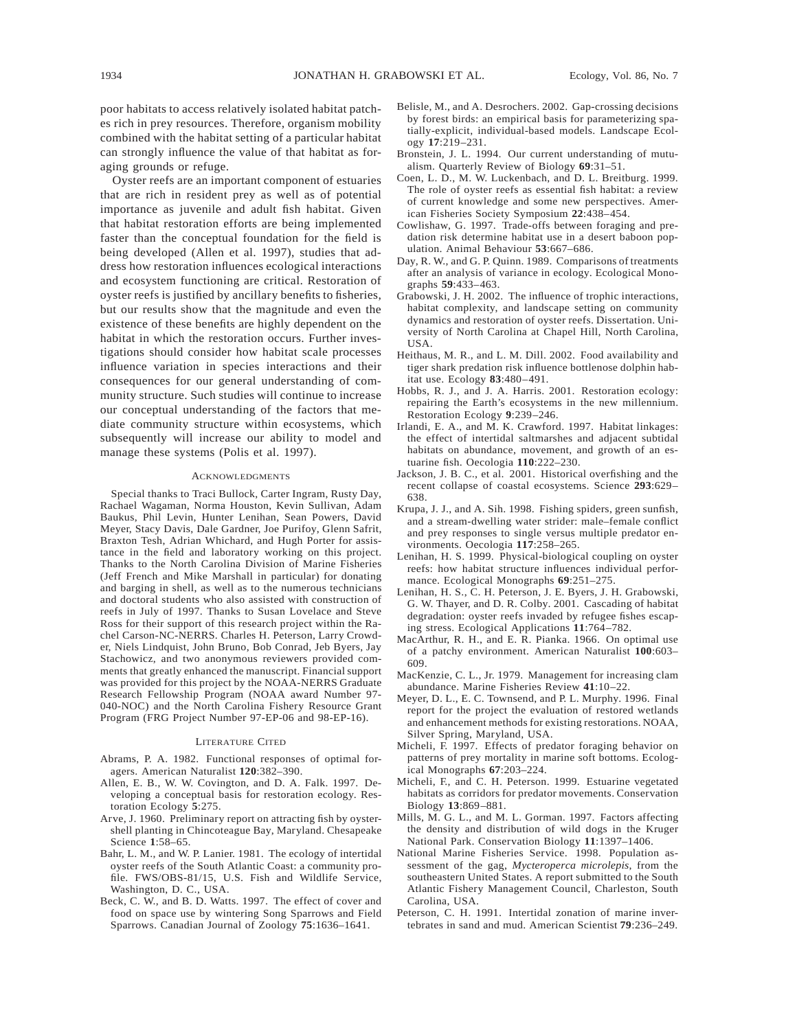poor habitats to access relatively isolated habitat patches rich in prey resources. Therefore, organism mobility combined with the habitat setting of a particular habitat can strongly influence the value of that habitat as foraging grounds or refuge.

Oyster reefs are an important component of estuaries that are rich in resident prey as well as of potential importance as juvenile and adult fish habitat. Given that habitat restoration efforts are being implemented faster than the conceptual foundation for the field is being developed (Allen et al. 1997), studies that address how restoration influences ecological interactions and ecosystem functioning are critical. Restoration of oyster reefs is justified by ancillary benefits to fisheries, but our results show that the magnitude and even the existence of these benefits are highly dependent on the habitat in which the restoration occurs. Further investigations should consider how habitat scale processes influence variation in species interactions and their consequences for our general understanding of community structure. Such studies will continue to increase our conceptual understanding of the factors that mediate community structure within ecosystems, which subsequently will increase our ability to model and manage these systems (Polis et al. 1997).

## Acknowledgments

Special thanks to Traci Bullock, Carter Ingram, Rusty Day, Rachael Wagaman, Norma Houston, Kevin Sullivan, Adam Baukus, Phil Levin, Hunter Lenihan, Sean Powers, David Meyer, Stacy Davis, Dale Gardner, Joe Purifoy, Glenn Safrit, Braxton Tesh, Adrian Whichard, and Hugh Porter for assistance in the field and laboratory working on this project. Thanks to the North Carolina Division of Marine Fisheries (Jeff French and Mike Marshall in particular) for donating and barging in shell, as well as to the numerous technicians and doctoral students who also assisted with construction of reefs in July of 1997. Thanks to Susan Lovelace and Steve Ross for their support of this research project within the Rachel Carson-NC-NERRS. Charles H. Peterson, Larry Crowder, Niels Lindquist, John Bruno, Bob Conrad, Jeb Byers, Jay Stachowicz, and two anonymous reviewers provided comments that greatly enhanced the manuscript. Financial support was provided for this project by the NOAA-NERRS Graduate Research Fellowship Program (NOAA award Number 97-040-NOC) and the North Carolina Fishery Resource Grant Program (FRG Project Number 97-EP-06 and 98-EP-16).

## Literature Cited

Abrams, P. A. 1982. Functional responses of optimal foragers. American Naturalist **120**:382–390.

Allen, E. B., W. W. Covington, and D. A. Falk. 1997. Developing a conceptual basis for restoration ecology. Restoration Ecology **5**:275.

Arve, J. 1960. Preliminary report on attracting fish by oyster-shell planting in Chincoteague Bay, Maryland. Chesapeake Science **1**:58–65.

Bahr, L. M., and W. P. Lanier. 1981. The ecology of intertidal oyster reefs of the South Atlantic Coast: a community profile. FWS/OBS-81/15, U.S. Fish and Wildlife Service, Washington, D. C., USA.

Beck, C. W., and B. D. Watts. 1997. The effect of cover and food on space use by wintering Song Sparrows and Field Sparrows. Canadian Journal of Zoology **75**:1636–1641.

Belisle, M., and A. Desrochers. 2002. Gap-crossing decisions by forest birds: an empirical basis for parameterizing spatially-explicit, individual-based models. Landscape Ecology **17**:219–231.

Bronstein, J. L. 1994. Our current understanding of mutualism. Quarterly Review of Biology **69**:31–51.

Coen, L. D., M. W. Luckenbach, and D. L. Breitburg. 1999. The role of oyster reefs as essential fish habitat: a review of current knowledge and some new perspectives. American Fisheries Society Symposium **22**:438–454.

Cowlishaw, G. 1997. Trade-offs between foraging and predation risk determine habitat use in a desert baboon population. Animal Behaviour **53**:667–686.

Day, R. W., and G. P. Quinn. 1989. Comparisons of treatments after an analysis of variance in ecology. Ecological Monographs **59**:433–463.

Grabowski, J. H. 2002. The influence of trophic interactions, habitat complexity, and landscape setting on community dynamics and restoration of oyster reefs. Dissertation. University of North Carolina at Chapel Hill, North Carolina, USA.

Heithaus, M. R., and L. M. Dill. 2002. Food availability and tiger shark predation risk influence bottlenose dolphin habitat use. Ecology **83**:480–491.

Hobbs, R. J., and J. A. Harris. 2001. Restoration ecology: repairing the Earth's ecosystems in the new millennium. Restoration Ecology **9**:239–246.

Irlandi, E. A., and M. K. Crawford. 1997. Habitat linkages: the effect of intertidal saltmarshes and adjacent subtidal habitats on abundance, movement, and growth of an estuarine fish. Oecologia **110**:222–230.

Jackson, J. B. C., et al. 2001. Historical overfishing and the recent collapse of coastal ecosystems. Science **293**:629–638.

Krupa, J. J., and A. Sih. 1998. Fishing spiders, green sunfish, and a stream-dwelling water strider: male–female conflict and prey responses to single versus multiple predator environments. Oecologia **117**:258–265.

Lenihan, H. S. 1999. Physical-biological coupling on oyster reefs: how habitat structure influences individual performance. Ecological Monographs **69**:251–275.

Lenihan, H. S., C. H. Peterson, J. E. Byers, J. H. Grabowski, G. W. Thayer, and D. R. Colby. 2001. Cascading of habitat degradation: oyster reefs invaded by refugee fishes escaping stress. Ecological Applications **11**:764–782.

MacArthur, R. H., and E. R. Pianka. 1966. On optimal use of a patchy environment. American Naturalist **100**:603–609.

MacKenzie, C. L., Jr. 1979. Management for increasing clam abundance. Marine Fisheries Review **41**:10–22.

Meyer, D. L., E. C. Townsend, and P. L. Murphy. 1996. Final report for the project the evaluation of restored wetlands and enhancement methods for existing restorations. NOAA, Silver Spring, Maryland, USA.

Micheli, F. 1997. Effects of predator foraging behavior on patterns of prey mortality in marine soft bottoms. Ecological Monographs **67**:203–224.

Micheli, F., and C. H. Peterson. 1999. Estuarine vegetated habitats as corridors for predator movements. Conservation Biology **13**:869–881.

Mills, M. G. L., and M. L. Gorman. 1997. Factors affecting the density and distribution of wild dogs in the Kruger National Park. Conservation Biology **11**:1397–1406.

National Marine Fisheries Service. 1998. Population assessment of the gag, *Mycteroperca microlepis*, from the southeastern United States. A report submitted to the South Atlantic Fishery Management Council, Charleston, South Carolina, USA.

Peterson, C. H. 1991. Intertidal zonation of marine invertebrates in sand and mud. American Scientist **79**:236–249.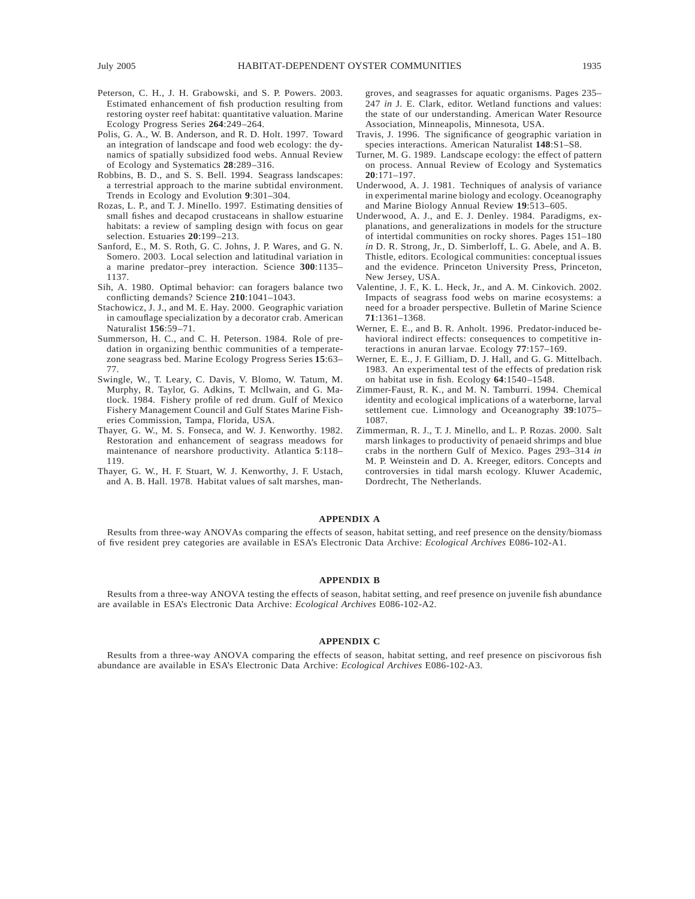Peterson, C. H., J. H. Grabowski, and S. P. Powers. 2003. Estimated enhancement of fish production resulting from restoring oyster reef habitat: quantitative valuation. Marine Ecology Progress Series **264**:249–264.

Polis, G. A., W. B. Anderson, and R. D. Holt. 1997. Toward an integration of landscape and food web ecology: the dynamics of spatially subsidized food webs. Annual Review of Ecology and Systematics **28**:289–316.

Robbins, B. D., and S. S. Bell. 1994. Seagrass landscapes: a terrestrial approach to the marine subtidal environment. Trends in Ecology and Evolution **9**:301–304.

Rozas, L. P., and T. J. Minello. 1997. Estimating densities of small fishes and decapod crustaceans in shallow estuarine habitats: a review of sampling design with focus on gear selection. Estuaries **20**:199–213.

Sanford, E., M. S. Roth, G. C. Johns, J. P. Wares, and G. N. Somero. 2003. Local selection and latitudinal variation in a marine predator–prey interaction. Science **300**:1135–1137.

Sih, A. 1980. Optimal behavior: can foragers balance two conflicting demands? Science **210**:1041–1043.

Stachowicz, J. J., and M. E. Hay. 2000. Geographic variation in camouflage specialization by a decorator crab. American Naturalist **156**:59–71.

Summerson, H. C., and C. H. Peterson. 1984. Role of predation in organizing benthic communities of a temperate-zone seagrass bed. Marine Ecology Progress Series **15**:63–77.

Swingle, W., T. Leary, C. Davis, V. Blomo, W. Tatum, M. Murphy, R. Taylor, G. Adkins, T. McIlwain, and G. Matlock. 1984. Fishery profile of red drum. Gulf of Mexico Fishery Management Council and Gulf States Marine Fisheries Commission, Tampa, Florida, USA.

Thayer, G. W., M. S. Fonseca, and W. J. Kenworthy. 1982. Restoration and enhancement of seagrass meadows for maintenance of nearshore productivity. Atlantica **5**:118–119.

Thayer, G. W., H. F. Stuart, W. J. Kenworthy, J. F. Ustach, and A. B. Hall. 1978. Habitat values of salt marshes, mangroves, and seagrasses for aquatic organisms. Pages 235–247 *in* J. E. Clark, editor. Wetland functions and values: the state of our understanding. American Water Resource Association, Minneapolis, Minnesota, USA.

Travis, J. 1996. The significance of geographic variation in species interactions. American Naturalist **148**:S1–S8.

Turner, M. G. 1989. Landscape ecology: the effect of pattern on process. Annual Review of Ecology and Systematics **20**:171–197.

Underwood, A. J. 1981. Techniques of analysis of variance in experimental marine biology and ecology. Oceanography and Marine Biology Annual Review **19**:513–605.

Underwood, A. J., and E. J. Denley. 1984. Paradigms, explanations, and generalizations in models for the structure of intertidal communities on rocky shores. Pages 151–180 *in* D. R. Strong, Jr., D. Simberloff, L. G. Abele, and A. B. Thistle, editors. Ecological communities: conceptual issues and the evidence. Princeton University Press, Princeton, New Jersey, USA.

Valentine, J. F., K. L. Heck, Jr., and A. M. Cinkovich. 2002. Impacts of seagrass food webs on marine ecosystems: a need for a broader perspective. Bulletin of Marine Science **71**:1361–1368.

Werner, E. E., and B. R. Anholt. 1996. Predator-induced behavioral indirect effects: consequences to competitive interactions in anuran larvae. Ecology **77**:157–169.

Werner, E. E., J. F. Gilliam, D. J. Hall, and G. G. Mittelbach. 1983. An experimental test of the effects of predation risk on habitat use in fish. Ecology **64**:1540–1548.

Zimmer-Faust, R. K., and M. N. Tamburri. 1994. Chemical identity and ecological implications of a waterborne, larval settlement cue. Limnology and Oceanography **39**:1075–1087.

Zimmerman, R. J., T. J. Minello, and L. P. Rozas. 2000. Salt marsh linkages to productivity of penaeid shrimps and blue crabs in the northern Gulf of Mexico. Pages 293–314 *in* M. P. Weinstein and D. A. Kreeger, editors. Concepts and controversies in tidal marsh ecology. Kluwer Academic, Dordrecht, The Netherlands.

## APPENDIX A

Results from three-way ANOVAs comparing the effects of season, habitat setting, and reef presence on the density/biomass of five resident prey categories are available in ESA's Electronic Data Archive: *Ecological Archives* E086-102-A1.

## APPENDIX B

Results from a three-way ANOVA testing the effects of season, habitat setting, and reef presence on juvenile fish abundance are available in ESA's Electronic Data Archive: *Ecological Archives* E086-102-A2.

## APPENDIX C

Results from a three-way ANOVA comparing the effects of season, habitat setting, and reef presence on piscivorous fish abundance are available in ESA's Electronic Data Archive: *Ecological Archives* E086-102-A3.